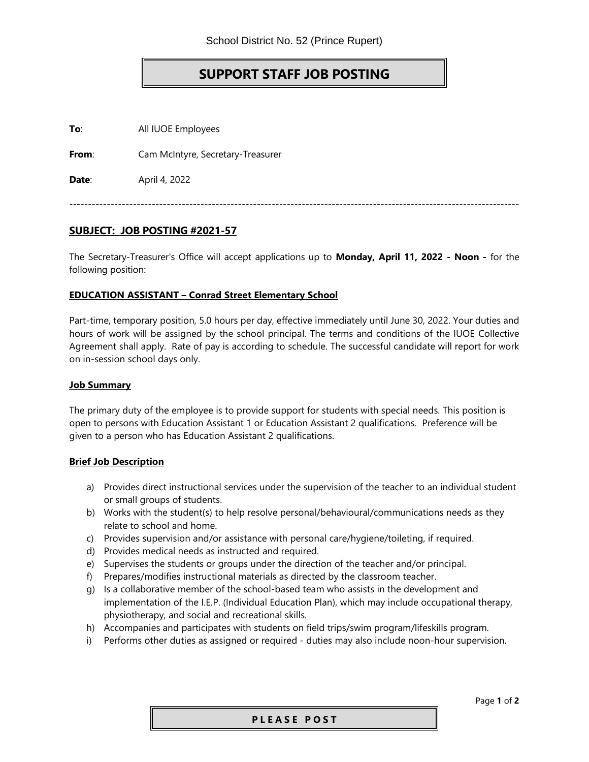School District No. 52 (Prince Rupert)

# SUPPORT STAFF JOB POSTING

**To**: All IUOE Employees

**From**: Cam McIntyre, Secretary-Treasurer

**Date**: April 4, 2022

---

## SUBJECT: JOB POSTING #2021-57

The Secretary-Treasurer's Office will accept applications up to **Monday, April 11, 2022 - Noon -** for the following position:

### EDUCATION ASSISTANT – Conrad Street Elementary School

Part-time, temporary position, 5.0 hours per day, effective immediately until June 30, 2022. Your duties and hours of work will be assigned by the school principal. The terms and conditions of the IUOE Collective Agreement shall apply. Rate of pay is according to schedule. The successful candidate will report for work on in-session school days only.

### Job Summary

The primary duty of the employee is to provide support for students with special needs. This position is open to persons with Education Assistant 1 or Education Assistant 2 qualifications. Preference will be given to a person who has Education Assistant 2 qualifications.

### Brief Job Description

a) Provides direct instructional services under the supervision of the teacher to an individual student or small groups of students.
b) Works with the student(s) to help resolve personal/behavioural/communications needs as they relate to school and home.
c) Provides supervision and/or assistance with personal care/hygiene/toileting, if required.
d) Provides medical needs as instructed and required.
e) Supervises the students or groups under the direction of the teacher and/or principal.
f) Prepares/modifies instructional materials as directed by the classroom teacher.
g) Is a collaborative member of the school-based team who assists in the development and implementation of the I.E.P. (Individual Education Plan), which may include occupational therapy, physiotherapy, and social and recreational skills.
h) Accompanies and participates with students on field trips/swim program/lifeskills program.
i) Performs other duties as assigned or required - duties may also include noon-hour supervision.

**PLEASE POST**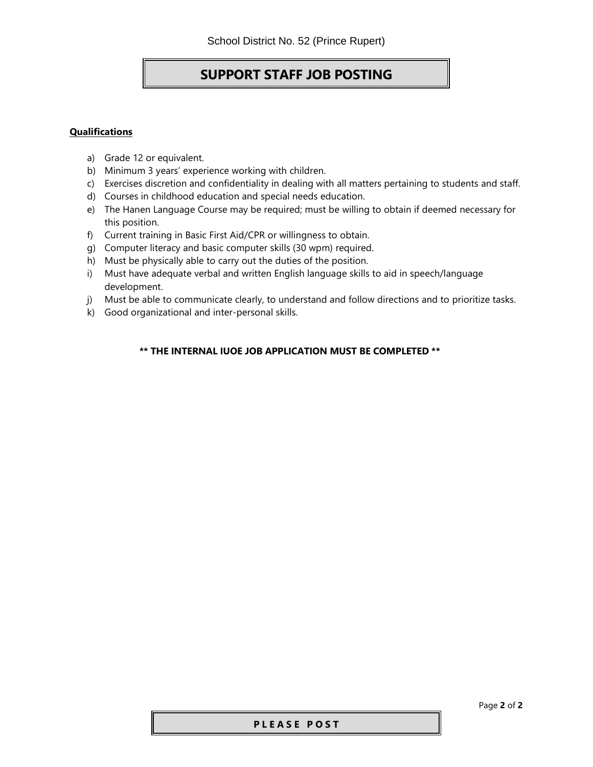School District No. 52 (Prince Rupert)

# SUPPORT STAFF JOB POSTING

**Qualifications**

a) Grade 12 or equivalent.
b) Minimum 3 years' experience working with children.
c) Exercises discretion and confidentiality in dealing with all matters pertaining to students and staff.
d) Courses in childhood education and special needs education.
e) The Hanen Language Course may be required; must be willing to obtain if deemed necessary for this position.
f) Current training in Basic First Aid/CPR or willingness to obtain.
g) Computer literacy and basic computer skills (30 wpm) required.
h) Must be physically able to carry out the duties of the position.
i) Must have adequate verbal and written English language skills to aid in speech/language development.
j) Must be able to communicate clearly, to understand and follow directions and to prioritize tasks.
k) Good organizational and inter-personal skills.

**\*\* THE INTERNAL IUOE JOB APPLICATION MUST BE COMPLETED \*\***

**P L E A S E  P O S T**